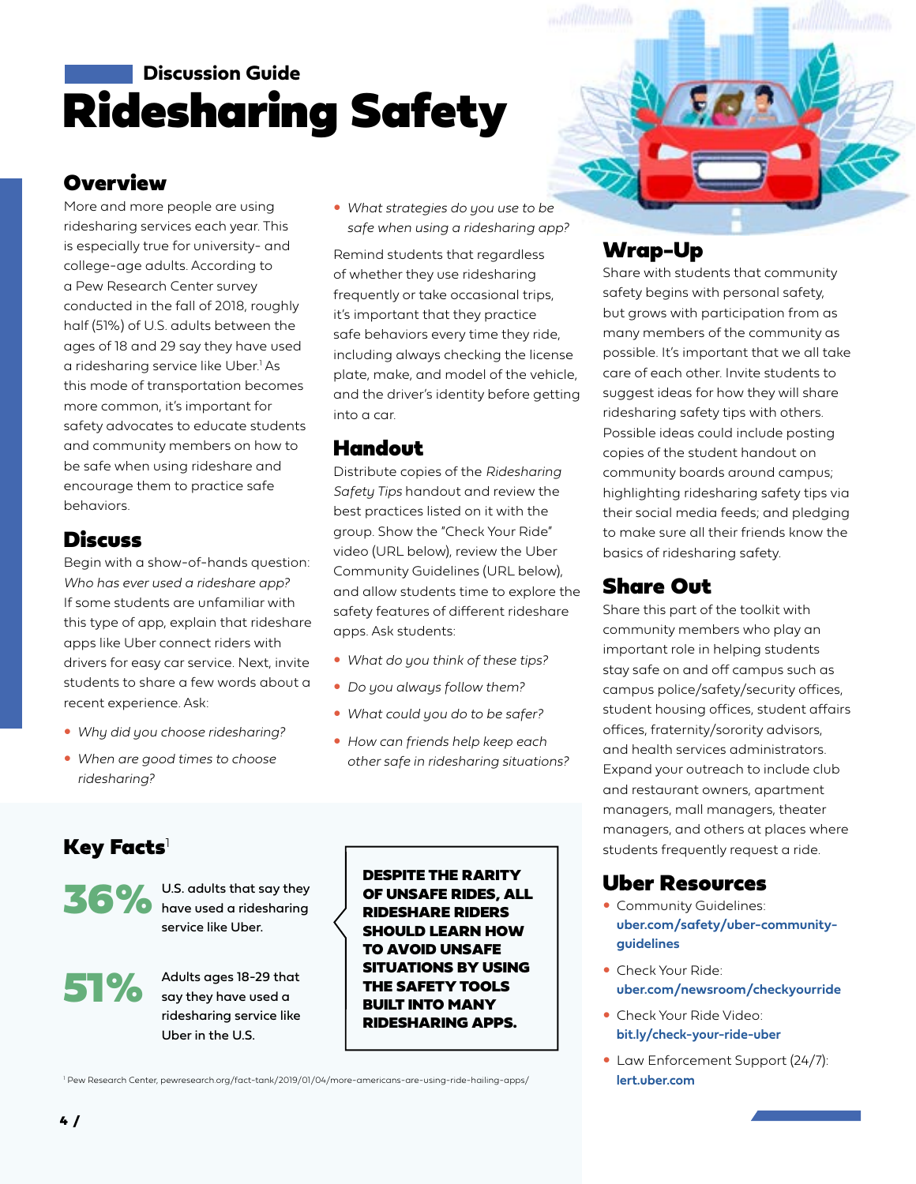Discussion Guide

# Ridesharing Safety

## Overview

More and more people are using ridesharing services each year. This is especially true for university- and college-age adults. According to a Pew Research Center survey conducted in the fall of 2018, roughly half (51%) of U.S. adults between the ages of 18 and 29 say they have used a ridesharing service like Uber.[1] As this mode of transportation becomes more common, it's important for safety advocates to educate students and community members on how to be safe when using rideshare and encourage them to practice safe behaviors.

## Discuss

Begin with a show-of-hands question: *Who has ever used a rideshare app?* If some students are unfamiliar with this type of app, explain that rideshare apps like Uber connect riders with drivers for easy car service. Next, invite students to share a few words about a recent experience. Ask:

- *Why did you choose ridesharing?*
- *When are good times to choose ridesharing?*
- *What strategies do you use to be safe when using a ridesharing app?*

Remind students that regardless of whether they use ridesharing frequently or take occasional trips, it's important that they practice safe behaviors every time they ride, including always checking the license plate, make, and model of the vehicle, and the driver's identity before getting into a car.

## Handout

Distribute copies of the *Ridesharing Safety Tips* handout and review the best practices listed on it with the group. Show the "Check Your Ride" video (URL below), review the Uber Community Guidelines (URL below), and allow students time to explore the safety features of different rideshare apps. Ask students:

- *What do you think of these tips?*
- *Do you always follow them?*
- *What could you do to be safer?*
- *How can friends help keep each other safe in ridesharing situations?*

## Key Facts[1]

**36%** U.S. adults that say they have used a ridesharing service like Uber.

**51%** Adults ages 18-29 that say they have used a ridesharing service like Uber in the U.S.

**DESPITE THE RARITY OF UNSAFE RIDES, ALL RIDESHARE RIDERS SHOULD LEARN HOW TO AVOID UNSAFE SITUATIONS BY USING THE SAFETY TOOLS BUILT INTO MANY RIDESHARING APPS.**

[1] Pew Research Center, pewresearch.org/fact-tank/2019/01/04/more-americans-are-using-ride-hailing-apps/

## Wrap-Up

Share with students that community safety begins with personal safety, but grows with participation from as many members of the community as possible. It's important that we all take care of each other. Invite students to suggest ideas for how they will share ridesharing safety tips with others. Possible ideas could include posting copies of the student handout on community boards around campus; highlighting ridesharing safety tips via their social media feeds; and pledging to make sure all their friends know the basics of ridesharing safety.

## Share Out

Share this part of the toolkit with community members who play an important role in helping students stay safe on and off campus such as campus police/safety/security offices, student housing offices, student affairs offices, fraternity/sorority advisors, and health services administrators. Expand your outreach to include club and restaurant owners, apartment managers, mall managers, theater managers, and others at places where students frequently request a ride.

## Uber Resources

- Community Guidelines: **uber.com/safety/uber-community-guidelines**
- Check Your Ride: **uber.com/newsroom/checkyourride**
- Check Your Ride Video: **bit.ly/check-your-ride-uber**
- Law Enforcement Support (24/7): **lert.uber.com**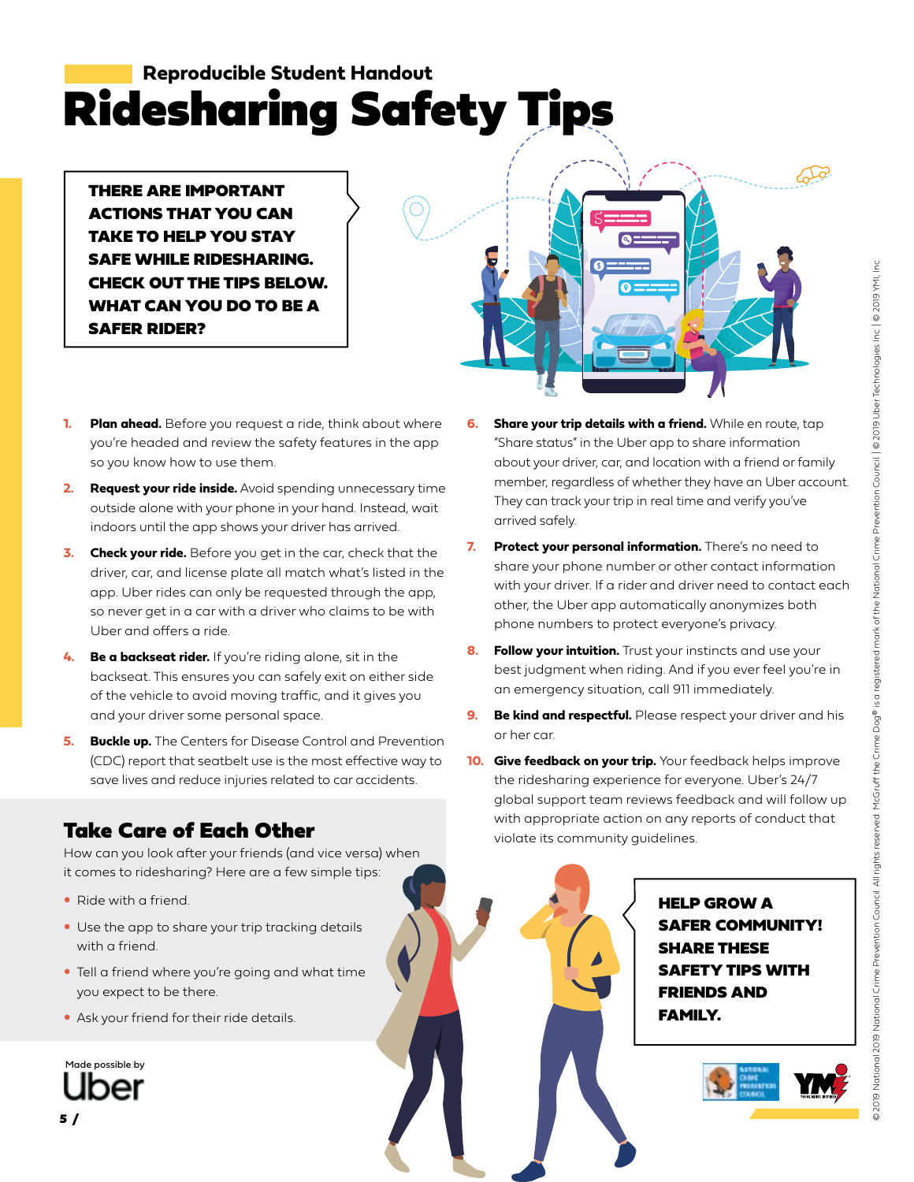Reproducible Student Handout

# Ridesharing Safety Tips

**THERE ARE IMPORTANT ACTIONS THAT YOU CAN TAKE TO HELP YOU STAY SAFE WHILE RIDESHARING. CHECK OUT THE TIPS BELOW. WHAT CAN YOU DO TO BE A SAFER RIDER?**

1. **Plan ahead.** Before you request a ride, think about where you're headed and review the safety features in the app so you know how to use them.
2. **Request your ride inside.** Avoid spending unnecessary time outside alone with your phone in your hand. Instead, wait indoors until the app shows your driver has arrived.
3. **Check your ride.** Before you get in the car, check that the driver, car, and license plate all match what's listed in the app. Uber rides can only be requested through the app, so never get in a car with a driver who claims to be with Uber and offers a ride.
4. **Be a backseat rider.** If you're riding alone, sit in the backseat. This ensures you can safely exit on either side of the vehicle to avoid moving traffic, and it gives you and your driver some personal space.
5. **Buckle up.** The Centers for Disease Control and Prevention (CDC) report that seatbelt use is the most effective way to save lives and reduce injuries related to car accidents.
6. **Share your trip details with a friend.** While en route, tap "Share status" in the Uber app to share information about your driver, car, and location with a friend or family member, regardless of whether they have an Uber account. They can track your trip in real time and verify you've arrived safely.
7. **Protect your personal information.** There's no need to share your phone number or other contact information with your driver. If a rider and driver need to contact each other, the Uber app automatically anonymizes both phone numbers to protect everyone's privacy.
8. **Follow your intuition.** Trust your instincts and use your best judgment when riding. And if you ever feel you're in an emergency situation, call 911 immediately.
9. **Be kind and respectful.** Please respect your driver and his or her car.
10. **Give feedback on your trip.** Your feedback helps improve the ridesharing experience for everyone. Uber's 24/7 global support team reviews feedback and will follow up with appropriate action on any reports of conduct that violate its community guidelines.

## Take Care of Each Other

How can you look after your friends (and vice versa) when it comes to ridesharing? Here are a few simple tips:

- Ride with a friend.
- Use the app to share your trip tracking details with a friend.
- Tell a friend where you're going and what time you expect to be there.
- Ask your friend for their ride details.

**HELP GROW A SAFER COMMUNITY! SHARE THESE SAFETY TIPS WITH FRIENDS AND FAMILY.**

Made possible by Uber

© 2019 National 2019 National Crime Prevention Council All rights reserved McGruff the Crime Dog® is a registered mark of the National Crime Prevention Council | © 2019 Uber Technologies Inc | © 2019 YMI, Inc.